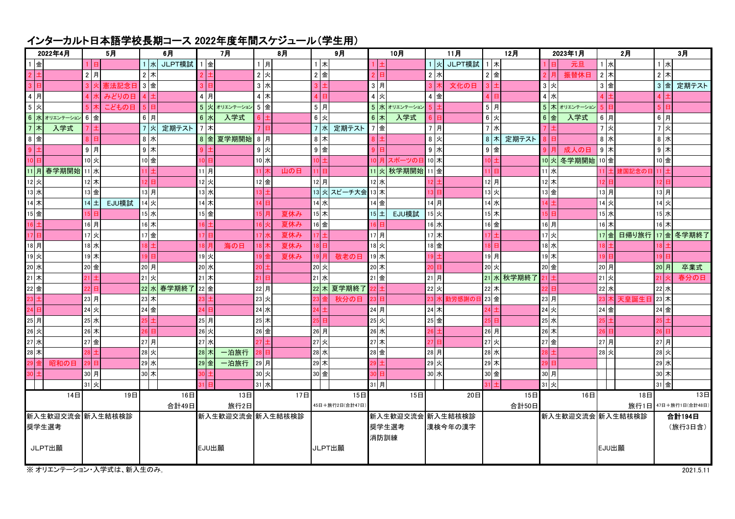# インターカルト日本語学校長期コース 2022年度年間スケジュール（学生用）

| 日 | 2022年4月 | 5月 | 6月 | 7月 | 8月 | 9月 | 10月 | 11月 | 12月 | 2023年1月 | 2月 | 3月 |
|---|---|---|---|---|---|---|---|---|---|---|---|---|
| 1 | 金 | 日 | 水 JLPT模試 | 金 | 月 | 木 | 土 | 火 JLPT模試 | 木 | 日 元旦 | 水 | 水 |
| 2 | 土 | 月 | 木 | 土 | 火 | 金 | 日 | 水 | 金 | 月 振替休日 | 木 | 木 |
| 3 | 日 | 火 憲法記念日 | 金 | 日 | 水 | 土 | 月 | 木 文化の日 | 土 | 火 | 金 | 金 定期テスト |
| 4 | 月 | 水 みどりの日 | 土 | 月 | 木 | 日 | 火 | 金 | 日 | 水 | 土 | 土 |
| 5 | 火 | 木 こどもの日 | 日 | 火 オリエンテーション | 金 | 月 | 水 オリエンテーション | 土 | 月 | 木 オリエンテーション | 日 | 日 |
| 6 | 水 オリエンテーション | 金 | 月 | 水 入学式 | 土 | 火 | 木 入学式 | 日 | 火 | 金 入学式 | 月 | 月 |
| 7 | 木 入学式 | 土 | 火 定期テスト | 木 | 日 | 水 定期テスト | 金 | 月 | 水 | 土 | 火 | 火 |
| 8 | 金 | 日 | 水 | 金 夏学期開始 | 月 | 木 | 土 | 火 | 木 定期テスト | 日 | 水 | 水 |
| 9 | 土 | 月 | 木 | 土 | 火 | 金 | 日 | 水 | 金 | 月 成人の日 | 木 | 木 |
| 10 | 日 | 火 | 金 | 日 | 水 | 土 | 月 スポーツの日 | 木 | 土 | 火 冬学期開始 | 金 | 金 |
| 11 | 月 春学期開始 | 水 | 土 | 月 | 木 山の日 | 日 | 火 秋学期開始 | 金 | 日 | 水 | 土 建国記念の日 | 土 |
| 12 | 火 | 木 | 日 | 火 | 金 | 月 | 水 | 土 | 月 | 木 | 日 | 日 |
| 13 | 水 | 金 | 月 | 水 | 土 | 火 スピーチ大会 | 木 | 日 | 火 | 金 | 月 | 月 |
| 14 | 木 | 土 EJU模試 | 火 | 木 | 日 | 水 | 金 | 月 | 水 | 土 | 火 | 火 |
| 15 | 金 | 日 | 水 | 金 | 月 夏休み | 木 | 土 EJU模試 | 火 | 木 | 日 | 水 | 水 |
| 16 | 土 | 月 | 木 | 土 | 火 夏休み | 金 | 日 | 水 | 金 | 月 | 木 | 木 |
| 17 | 日 | 火 | 金 | 日 | 水 夏休み | 土 | 月 | 木 | 土 | 火 | 金 日帰り旅行 | 金 冬学期終了 |
| 18 | 月 | 水 | 土 | 月 海の日 | 木 夏休み | 日 | 火 | 金 | 日 | 水 | 土 | 土 |
| 19 | 火 | 木 | 日 | 火 | 金 夏休み | 月 敬老の日 | 水 | 土 | 月 | 木 | 日 | 日 |
| 20 | 水 | 金 | 月 | 水 | 土 | 火 | 木 | 日 | 火 | 金 | 月 | 月 卒業式 |
| 21 | 木 | 土 | 火 | 木 | 日 | 水 | 金 | 月 | 水 秋学期終了 | 土 | 火 | 火 春分の日 |
| 22 | 金 | 日 | 水 春学期終了 | 金 | 月 | 木 夏学期終了 | 土 | 火 | 木 | 日 | 水 | 水 |
| 23 | 土 | 月 | 木 | 土 | 火 | 金 秋分の日 | 日 | 水 勤労感謝の日 | 金 | 月 | 木 天皇誕生日 | 木 |
| 24 | 日 | 火 | 金 | 日 | 水 | 土 | 月 | 木 | 土 | 火 | 金 | 金 |
| 25 | 月 | 水 | 土 | 月 | 木 | 日 | 火 | 金 | 日 | 水 | 土 | 土 |
| 26 | 火 | 木 | 日 | 火 | 金 | 月 | 水 | 土 | 月 | 木 | 日 | 日 |
| 27 | 水 | 金 | 月 | 水 | 土 | 火 | 木 | 日 | 火 | 金 | 月 | 月 |
| 28 | 木 | 土 | 火 | 木 一泊旅行 | 日 | 水 | 金 | 月 | 水 | 土 | 火 | 火 |
| 29 | 金 昭和の日 | 日 | 水 | 金 一泊旅行 | 月 | 木 | 土 | 火 | 木 | 日 | | 水 |
| 30 | 土 | 月 | 木 | 土 | 火 | 金 | 日 | 水 | 金 | 月 | | 木 |
| 31 | | 火 | | 日 | 水 | | 月 | | 土 | 火 | | 金 |
| | 14日 | 19日 | 16日 合計49日 | 13日 旅行2日 | 17日 | 15日 45日＋旅行2日(合計47日) | 15日 | 20日 | 15日 合計50日 | 16日 | 18日 旅行1日 | 13日 47日＋旅行1日(合計48日) |
| | 新入生歓迎交流会 奨学生選考 JLPT出願 | 新入生結核検診 | | 新入生歓迎交流会 EJU出願 | 新入生結核検診 | JLPT出願 | 新入生歓迎交流会 奨学生選考 消防訓練 | 新入生結核検診 漢検今年の漢字 | | 新入生歓迎交流会 | 新入生結核検診 EJU出願 | **合計194日** （旅行3日含） |

※ オリエンテーション・入学式は、新入生のみ。

2021.5.11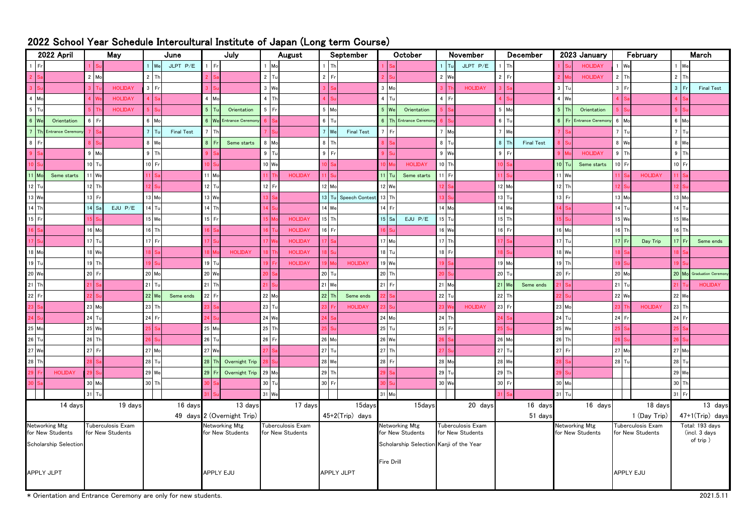# 2022 School Year Schedule Intercultural Institute of Japan (Long term Course)

| 2022 April | | May | | June | | July | | August | | September | | October | | November | | December | | 2023 January | | February | | March | |
|---|---|---|---|---|---|---|---|---|---|---|---|---|---|---|---|---|---|---|---|---|---|---|---|
| 1 Fr | | 1 Su | | 1 We | JLPT P/E | 1 Fr | | 1 Mo | | 1 Th | | 1 Sa | | 1 Tu | JLPT P/E | 1 Th | | 1 Su | HOLIDAY | 1 We | | 1 We | |
| 2 Sa | | 2 Mo | | 2 Th | | 2 Sa | | 2 Tu | | 2 Fr | | 2 Su | | 2 We | | 2 Fr | | 2 Mo | HOLIDAY | 2 Th | | 2 Th | |
| 3 Su | | 3 Tu | HOLIDAY | 3 Fr | | 3 Su | | 3 We | | 3 Sa | | 3 Mo | | 3 Th | HOLIDAY | 3 Sa | | 3 Tu | | 3 Fr | | 3 Fr | Final Test |
| 4 Mo | | 4 We | HOLIDAY | 4 Sa | | 4 Mo | | 4 Th | | 4 Su | | 4 Tu | | 4 Fr | | 4 Su | | 4 We | | 4 Sa | | 4 Sa | |
| 5 Tu | | 5 Th | HOLIDAY | 5 Su | | 5 Tu | Orientation | 5 Fr | | 5 Mo | | 5 We | Orientation | 5 Sa | | 5 Mo | | 5 Th | Orientation | 5 Su | | 5 Su | |
| 6 We | Orientation | 6 Fr | | 6 Mo | | 6 We | Entrance Ceremony | 6 Sa | | 6 Tu | | 6 Th | Entrance Ceremony | 6 Su | | 6 Tu | | 6 Fr | Entrance Ceremony | 6 Mo | | 6 Mo | |
| 7 Th | Entrance Ceremony | 7 Sa | | 7 Tu | Final Test | 7 Th | | 7 Su | | 7 We | Final Test | 7 Fr | | 7 Mo | | 7 We | | 7 Sa | | 7 Tu | | 7 Tu | |
| 8 Fr | | 8 Su | | 8 We | | 8 Fr | Seme starts | 8 Mo | | 8 Th | | 8 Sa | | 8 Tu | | 8 Th | Final Test | 8 Su | | 8 We | | 8 We | |
| 9 Sa | | 9 Mo | | 9 Th | | 9 Sa | | 9 Tu | | 9 Fr | | 9 Su | | 9 We | | 9 Fr | | 9 Mo | HOLIDAY | 9 Th | | 9 Th | |
| 10 Su | | 10 Tu | | 10 Fr | | 10 Su | | 10 We | | 10 Sa | | 10 Mo | HOLIDAY | 10 Th | | 10 Sa | | 10 Tu | Seme starts | 10 Fr | | 10 Fr | |
| 11 Mo | Seme starts | 11 We | | 11 Sa | | 11 Mo | | 11 Th | HOLIDAY | 11 Su | | 11 Tu | Seme starts | 11 Fr | | 11 Su | | 11 We | | 11 Sa | HOLIDAY | 11 Sa | |
| 12 Tu | | 12 Th | | 12 Su | | 12 Tu | | 12 Fr | | 12 Mo | | 12 We | | 12 Sa | | 12 Mo | | 12 Th | | 12 Su | | 12 Su | |
| 13 We | | 13 Fr | | 13 Mo | | 13 We | | 13 Sa | | 13 Tu | Speech Contest | 13 Th | | 13 Su | | 13 Tu | | 13 Fr | | 13 Mo | | 13 Mo | |
| 14 Th | | 14 Sa | EJU P/E | 14 Tu | | 14 Th | | 14 Su | | 14 We | | 14 Fr | | 14 Mo | | 14 We | | 14 Sa | | 14 Tu | | 14 Tu | |
| 15 Fr | | 15 Su | | 15 We | | 15 Fr | | 15 Mo | HOLIDAY | 15 Th | | 15 Sa | EJU P/E | 15 Tu | | 15 Th | | 15 Su | | 15 We | | 15 We | |
| 16 Sa | | 16 Mo | | 16 Th | | 16 Sa | | 16 Tu | HOLIDAY | 16 Fr | | 16 Su | | 16 We | | 16 Fr | | 16 Mo | | 16 Th | | 16 Th | |
| 17 Su | | 17 Tu | | 17 Fr | | 17 Su | | 17 We | HOLIDAY | 17 Sa | | 17 Mo | | 17 Th | | 17 Sa | | 17 Tu | | 17 Fr | Day Trip | 17 Fr | Seme ends |
| 18 Mo | | 18 We | | 18 Sa | | 18 Mo | HOLIDAY | 18 Th | HOLIDAY | 18 Su | | 18 Tu | | 18 Fr | | 18 Su | | 18 We | | 18 Sa | | 18 Sa | |
| 19 Tu | | 19 Th | | 19 Su | | 19 Tu | | 19 Fr | HOLIDAY | 19 Mo | HOLIDAY | 19 We | | 19 Sa | | 19 Mo | | 19 Th | | 19 Su | | 19 Su | |
| 20 We | | 20 Fr | | 20 Mo | | 20 We | | 20 Sa | | 20 Tu | | 20 Th | | 20 Su | | 20 Tu | | 20 Fr | | 20 Mo | | 20 Mo | Graduation Ceremony |
| 21 Th | | 21 Sa | | 21 Tu | | 21 Th | | 21 Su | | 21 We | | 21 Fr | | 21 Mo | | 21 We | Seme ends | 21 Sa | | 21 Tu | | 21 Tu | HOLIDAY |
| 22 Fr | | 22 Su | | 22 We | Seme ends | 22 Fr | | 22 Mo | | 22 Th | Seme ends | 22 Sa | | 22 Tu | | 22 Th | | 22 Su | | 22 We | | 22 We | |
| 23 Sa | | 23 Mo | | 23 Th | | 23 Sa | | 23 Tu | | 23 Fr | HOLIDAY | 23 Su | | 23 We | HOLIDAY | 23 Fr | | 23 Mo | | 23 Th | HOLIDAY | 23 Th | |
| 24 Su | | 24 Tu | | 24 Fr | | 24 Su | | 24 We | | 24 Sa | | 24 Mo | | 24 Th | | 24 Sa | | 24 Tu | | 24 Fr | | 24 Fr | |
| 25 Mo | | 25 We | | 25 Sa | | 25 Mo | | 25 Th | | 25 Su | | 25 Tu | | 25 Fr | | 25 Su | | 25 We | | 25 Sa | | 25 Sa | |
| 26 Tu | | 26 Th | | 26 Su | | 26 Tu | | 26 Fr | | 26 Mo | | 26 We | | 26 Sa | | 26 Mo | | 26 Th | | 26 Su | | 26 Su | |
| 27 We | | 27 Fr | | 27 Mo | | 27 We | | 27 Sa | | 27 Tu | | 27 Th | | 27 Su | | 27 Tu | | 27 Fr | | 27 Mo | | 27 Mo | |
| 28 Th | | 28 Sa | | 28 Tu | | 28 Th | Overnight Trip | 28 Su | | 28 We | | 28 Fr | | 28 Mo | | 28 We | | 28 Sa | | 28 Tu | | 28 Tu | |
| 29 Fr | HOLIDAY | 29 Su | | 29 We | | 29 Fr | Overnight Trip | 29 Mo | | 29 Th | | 29 Sa | | 29 Tu | | 29 Th | | 29 Su | | | | 29 We | |
| 30 Sa | | 30 Mo | | 30 Th | | 30 Sa | | 30 Tu | | 30 Fr | | 30 Su | | 30 We | | 30 Fr | | 30 Mo | | | | 30 Th | |
| | | 31 Tu | | | | 31 Su | | 31 We | | | | 31 Mo | | | | 31 Sa | | 31 Tu | | | | 31 Fr | |
| 14 days | | 19 days | | 16 days | | 13 days | | 17 days | | 15days | | 15days | | 20 days | | 16 days | | 16 days | | 18 days | | 13 days | |
| | | | | 49 days | | 2 (Overnight Trip) | | | | 45+2(Trip) days | | | | | | 51 days | | | | 1 (Day Trip) | | 47+1(Trip) days | |
| Networking Mtg for New Students<br>Scholarship Selection<br>APPLY JLPT | | Tuberculosis Exam for New Students | | | | Networking Mtg for New Students<br>APPLY EJU | | Tuberculosis Exam for New Students | | APPLY JLPT | | Networking Mtg for New Students<br>Scholarship Selection<br>Fire Drill | | Tuberculosis Exam for New Students<br>Kanji of the Year | | | | Networking Mtg for New Students | | Tuberculosis Exam for New Students<br>APPLY EJU | | Total: 193 days (incl. 3 days of trip ) | |

* Orientation and Entrance Ceremony are only for new students.

2021.5.11